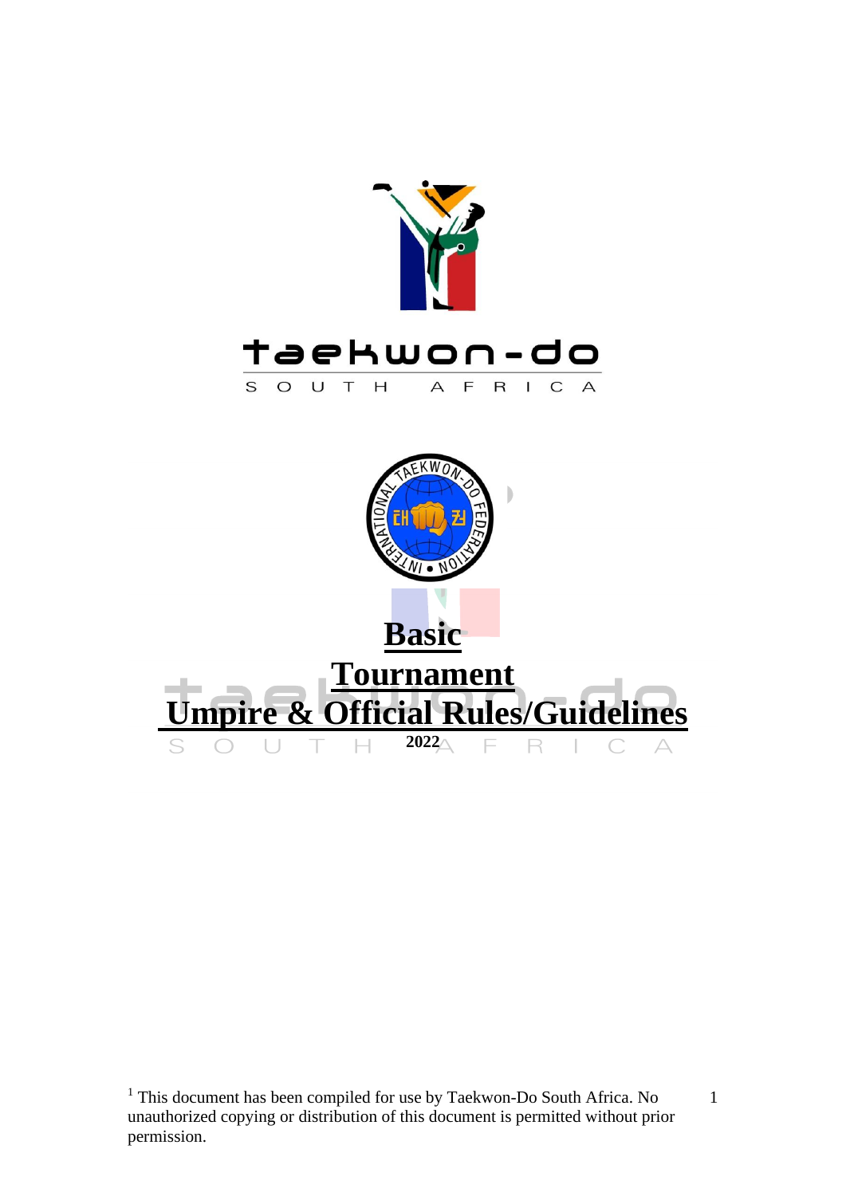taekwon-do

SOUTH AFRICA

# Basic Tournament Umpire & Official Rules/Guidelines

**2022**

[1] This document has been compiled for use by Taekwon-Do South Africa. No unauthorized copying or distribution of this document is permitted without prior permission.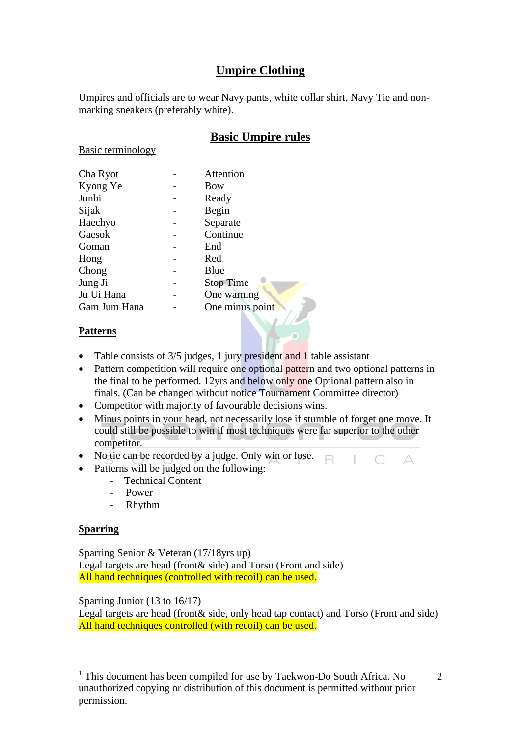## Umpire Clothing

Umpires and officials are to wear Navy pants, white collar shirt, Navy Tie and non-marking sneakers (preferably white).

## Basic Umpire rules

Basic terminology

| | | |
|---|---|---|
| Cha Ryot | - | Attention |
| Kyong Ye | - | Bow |
| Junbi | - | Ready |
| Sijak | - | Begin |
| Haechyo | - | Separate |
| Gaesok | - | Continue |
| Goman | - | End |
| Hong | - | Red |
| Chong | - | Blue |
| Jung Ji | - | Stop Time |
| Ju Ui Hana | - | One warning |
| Gam Jum Hana | - | One minus point |

### Patterns

- Table consists of 3/5 judges, 1 jury president and 1 table assistant
- Pattern competition will require one optional pattern and two optional patterns in the final to be performed. 12yrs and below only one Optional pattern also in finals. (Can be changed without notice Tournament Committee director)
- Competitor with majority of favourable decisions wins.
- Minus points in your head, not necessarily lose if stumble of forget one move. It could still be possible to win if most techniques were far superior to the other competitor.
- No tie can be recorded by a judge. Only win or lose.
- Patterns will be judged on the following:
  - Technical Content
  - Power
  - Rhythm

### Sparring

Sparring Senior & Veteran (17/18yrs up)
Legal targets are head (front& side) and Torso (Front and side)
All hand techniques (controlled with recoil) can be used.

Sparring Junior (13 to 16/17)
Legal targets are head (front& side, only head tap contact) and Torso (Front and side)
All hand techniques controlled (with recoil) can be used.

[1] This document has been compiled for use by Taekwon-Do South Africa. No unauthorized copying or distribution of this document is permitted without prior permission.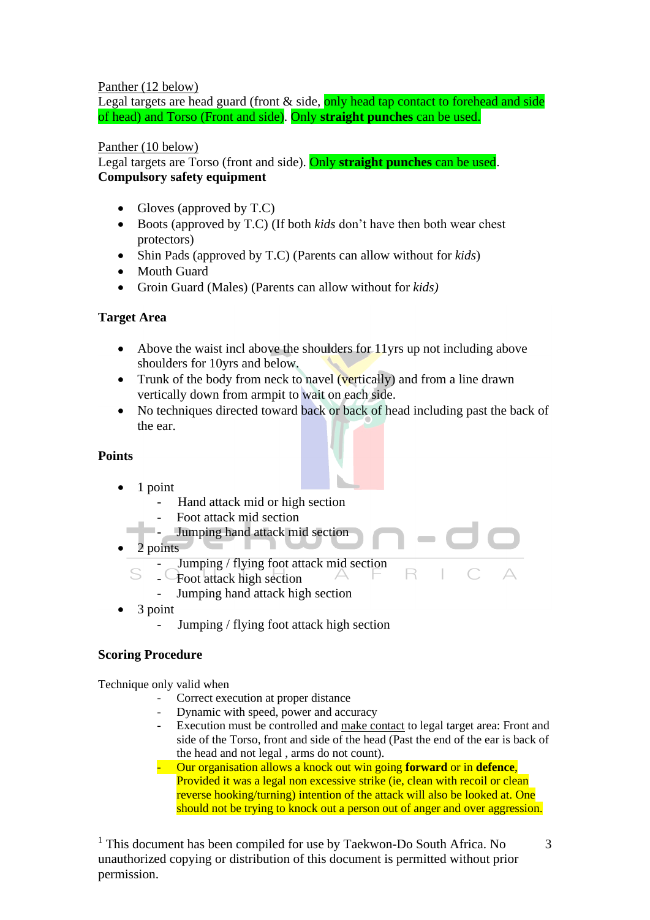Panther (12 below)
Legal targets are head guard (front & side, only head tap contact to forehead and side of head) and Torso (Front and side). Only **straight punches** can be used.

Panther (10 below)
Legal targets are Torso (front and side). Only **straight punches** can be used.
**Compulsory safety equipment**

- Gloves (approved by T.C)
- Boots (approved by T.C) (If both *kids* don't have then both wear chest protectors)
- Shin Pads (approved by T.C) (Parents can allow without for *kids*)
- Mouth Guard
- Groin Guard (Males) (Parents can allow without for *kids)*

**Target Area**

- Above the waist incl above the shoulders for 11yrs up not including above shoulders for 10yrs and below.
- Trunk of the body from neck to navel (vertically) and from a line drawn vertically down from armpit to wait on each side.
- No techniques directed toward back or back of head including past the back of the ear.

**Points**

- 1 point
  - Hand attack mid or high section
  - Foot attack mid section
  - Jumping hand attack mid section
- 2 points
  - Jumping / flying foot attack mid section
  - Foot attack high section
  - Jumping hand attack high section
- 3 point
  - Jumping / flying foot attack high section

**Scoring Procedure**

Technique only valid when
- Correct execution at proper distance
- Dynamic with speed, power and accuracy
- Execution must be controlled and make contact to legal target area: Front and side of the Torso, front and side of the head (Past the end of the ear is back of the head and not legal , arms do not count).
- Our organisation allows a knock out win going **forward** or in **defence**, Provided it was a legal non excessive strike (ie, clean with recoil or clean reverse hooking/turning) intention of the attack will also be looked at. One should not be trying to knock out a person out of anger and over aggression.

[1] This document has been compiled for use by Taekwon-Do South Africa. No unauthorized copying or distribution of this document is permitted without prior permission.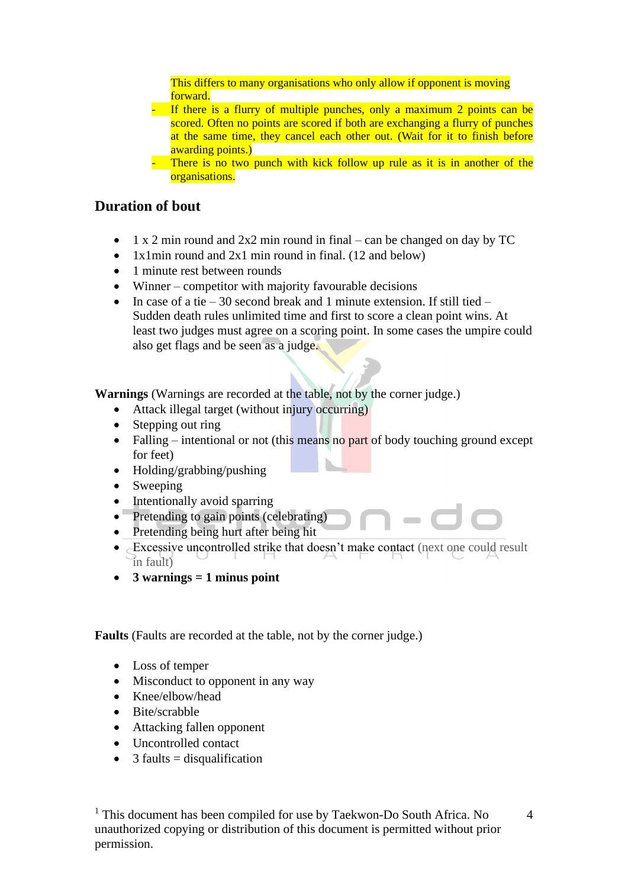This differs to many organisations who only allow if opponent is moving forward.

- If there is a flurry of multiple punches, only a maximum 2 points can be scored. Often no points are scored if both are exchanging a flurry of punches at the same time, they cancel each other out. (Wait for it to finish before awarding points.)
- There is no two punch with kick follow up rule as it is in another of the organisations.

## Duration of bout

- 1 x 2 min round and 2x2 min round in final – can be changed on day by TC
- 1x1min round and 2x1 min round in final. (12 and below)
- 1 minute rest between rounds
- Winner – competitor with majority favourable decisions
- In case of a tie – 30 second break and 1 minute extension. If still tied – Sudden death rules unlimited time and first to score a clean point wins. At least two judges must agree on a scoring point. In some cases the umpire could also get flags and be seen as a judge.

**Warnings** (Warnings are recorded at the table, not by the corner judge.)

- Attack illegal target (without injury occurring)
- Stepping out ring
- Falling – intentional or not (this means no part of body touching ground except for feet)
- Holding/grabbing/pushing
- Sweeping
- Intentionally avoid sparring
- Pretending to gain points (celebrating)
- Pretending being hurt after being hit
- Excessive uncontrolled strike that doesn't make contact (next one could result in fault)
- **3 warnings = 1 minus point**

**Faults** (Faults are recorded at the table, not by the corner judge.)

- Loss of temper
- Misconduct to opponent in any way
- Knee/elbow/head
- Bite/scrabble
- Attacking fallen opponent
- Uncontrolled contact
- 3 faults = disqualification

[1] This document has been compiled for use by Taekwon-Do South Africa. No unauthorized copying or distribution of this document is permitted without prior permission.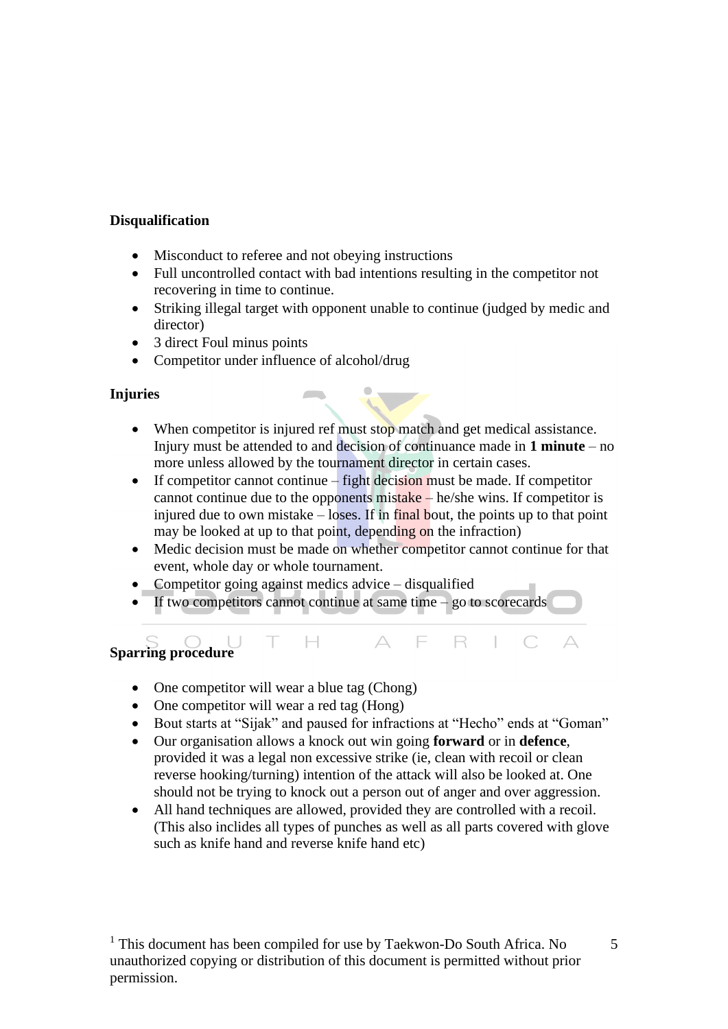**Disqualification**

- Misconduct to referee and not obeying instructions
- Full uncontrolled contact with bad intentions resulting in the competitor not recovering in time to continue.
- Striking illegal target with opponent unable to continue (judged by medic and director)
- 3 direct Foul minus points
- Competitor under influence of alcohol/drug

**Injuries**

- When competitor is injured ref must stop match and get medical assistance. Injury must be attended to and decision of continuance made in **1 minute** – no more unless allowed by the tournament director in certain cases.
- If competitor cannot continue – fight decision must be made. If competitor cannot continue due to the opponents mistake – he/she wins. If competitor is injured due to own mistake – loses. If in final bout, the points up to that point may be looked at up to that point, depending on the infraction)
- Medic decision must be made on whether competitor cannot continue for that event, whole day or whole tournament.
- Competitor going against medics advice – disqualified
- If two competitors cannot continue at same time – go to scorecards

**Sparring procedure**

- One competitor will wear a blue tag (Chong)
- One competitor will wear a red tag (Hong)
- Bout starts at "Sijak" and paused for infractions at "Hecho" ends at "Goman"
- Our organisation allows a knock out win going **forward** or in **defence**, provided it was a legal non excessive strike (ie, clean with recoil or clean reverse hooking/turning) intention of the attack will also be looked at. One should not be trying to knock out a person out of anger and over aggression.
- All hand techniques are allowed, provided they are controlled with a recoil. (This also inclides all types of punches as well as all parts covered with glove such as knife hand and reverse knife hand etc)

[1] This document has been compiled for use by Taekwon-Do South Africa. No unauthorized copying or distribution of this document is permitted without prior permission.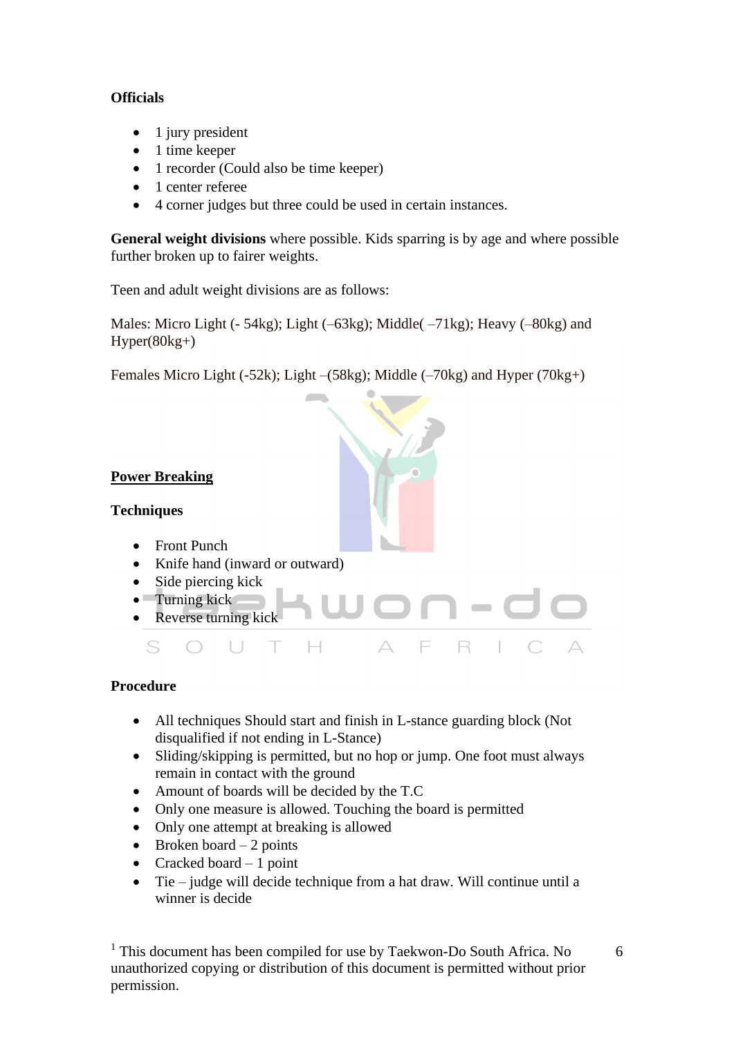**Officials**

- 1 jury president
- 1 time keeper
- 1 recorder (Could also be time keeper)
- 1 center referee
- 4 corner judges but three could be used in certain instances.

**General weight divisions** where possible. Kids sparring is by age and where possible further broken up to fairer weights.

Teen and adult weight divisions are as follows:

Males: Micro Light (- 54kg); Light (–63kg); Middle( –71kg); Heavy (–80kg) and Hyper(80kg+)

Females Micro Light (-52k); Light –(58kg); Middle (–70kg) and Hyper (70kg+)

**<u>Power Breaking</u>**

**Techniques**

- Front Punch
- Knife hand (inward or outward)
- Side piercing kick
- Turning kick
- Reverse turning kick

**Procedure**

- All techniques Should start and finish in L-stance guarding block (Not disqualified if not ending in L-Stance)
- Sliding/skipping is permitted, but no hop or jump. One foot must always remain in contact with the ground
- Amount of boards will be decided by the T.C
- Only one measure is allowed. Touching the board is permitted
- Only one attempt at breaking is allowed
- Broken board – 2 points
- Cracked board – 1 point
- Tie – judge will decide technique from a hat draw. Will continue until a winner is decide

[1] This document has been compiled for use by Taekwon-Do South Africa. No unauthorized copying or distribution of this document is permitted without prior permission.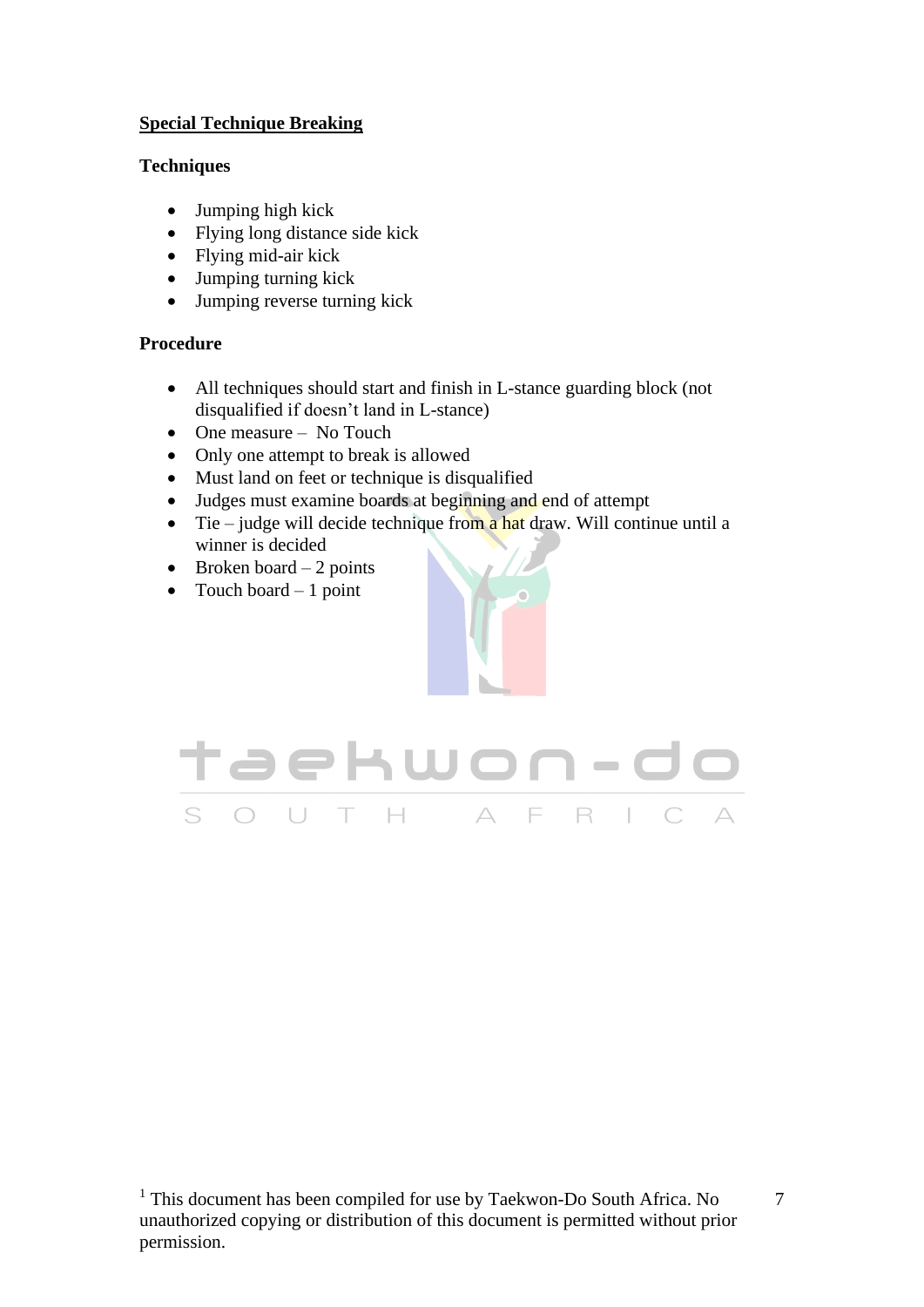## Special Technique Breaking

### Techniques

- Jumping high kick
- Flying long distance side kick
- Flying mid-air kick
- Jumping turning kick
- Jumping reverse turning kick

### Procedure

- All techniques should start and finish in L-stance guarding block (not disqualified if doesn't land in L-stance)
- One measure – No Touch
- Only one attempt to break is allowed
- Must land on feet or technique is disqualified
- Judges must examine boards at beginning and end of attempt
- Tie – judge will decide technique from a hat draw. Will continue until a winner is decided
- Broken board – 2 points
- Touch board – 1 point

[1] This document has been compiled for use by Taekwon-Do South Africa. No unauthorized copying or distribution of this document is permitted without prior permission.